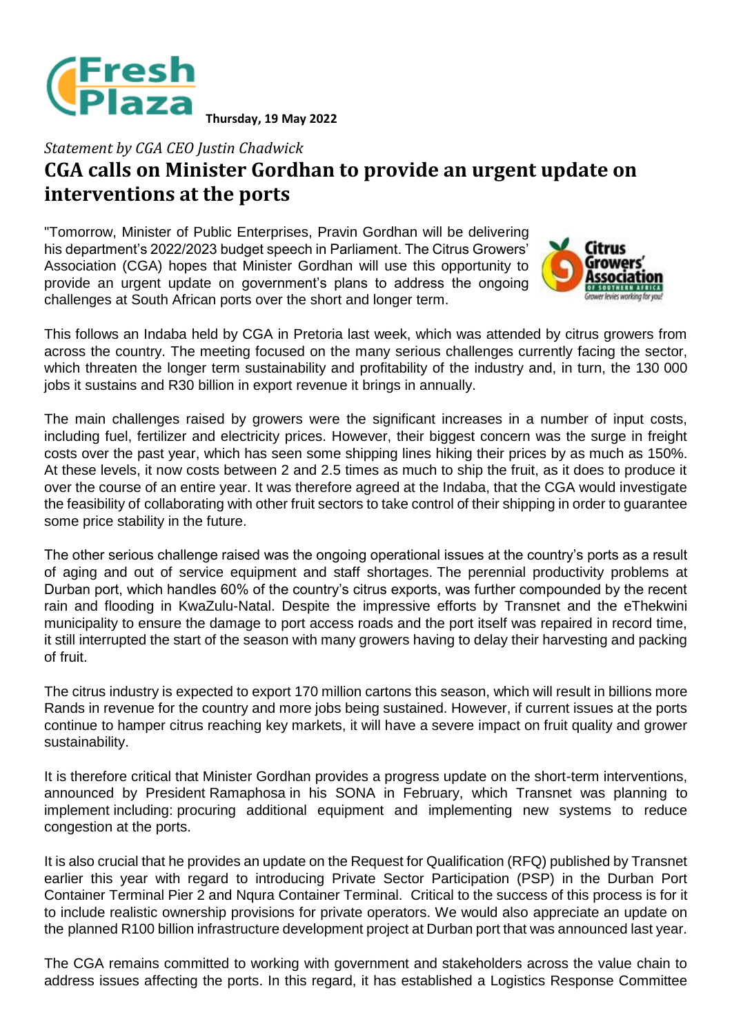Thursday, 19 May 2022

*Statement by CGA CEO Justin Chadwick*

# CGA calls on Minister Gordhan to provide an urgent update on interventions at the ports

"Tomorrow, Minister of Public Enterprises, Pravin Gordhan will be delivering his department's 2022/2023 budget speech in Parliament. The Citrus Growers' Association (CGA) hopes that Minister Gordhan will use this opportunity to provide an urgent update on government's plans to address the ongoing challenges at South African ports over the short and longer term.

This follows an Indaba held by CGA in Pretoria last week, which was attended by citrus growers from across the country. The meeting focused on the many serious challenges currently facing the sector, which threaten the longer term sustainability and profitability of the industry and, in turn, the 130 000 jobs it sustains and R30 billion in export revenue it brings in annually.

The main challenges raised by growers were the significant increases in a number of input costs, including fuel, fertilizer and electricity prices. However, their biggest concern was the surge in freight costs over the past year, which has seen some shipping lines hiking their prices by as much as 150%. At these levels, it now costs between 2 and 2.5 times as much to ship the fruit, as it does to produce it over the course of an entire year. It was therefore agreed at the Indaba, that the CGA would investigate the feasibility of collaborating with other fruit sectors to take control of their shipping in order to guarantee some price stability in the future.

The other serious challenge raised was the ongoing operational issues at the country's ports as a result of aging and out of service equipment and staff shortages. The perennial productivity problems at Durban port, which handles 60% of the country's citrus exports, was further compounded by the recent rain and flooding in KwaZulu-Natal. Despite the impressive efforts by Transnet and the eThekwini municipality to ensure the damage to port access roads and the port itself was repaired in record time, it still interrupted the start of the season with many growers having to delay their harvesting and packing of fruit.

The citrus industry is expected to export 170 million cartons this season, which will result in billions more Rands in revenue for the country and more jobs being sustained. However, if current issues at the ports continue to hamper citrus reaching key markets, it will have a severe impact on fruit quality and grower sustainability.

It is therefore critical that Minister Gordhan provides a progress update on the short-term interventions, announced by President Ramaphosa in his SONA in February, which Transnet was planning to implement including: procuring additional equipment and implementing new systems to reduce congestion at the ports.

It is also crucial that he provides an update on the Request for Qualification (RFQ) published by Transnet earlier this year with regard to introducing Private Sector Participation (PSP) in the Durban Port Container Terminal Pier 2 and Nqura Container Terminal. Critical to the success of this process is for it to include realistic ownership provisions for private operators. We would also appreciate an update on the planned R100 billion infrastructure development project at Durban port that was announced last year.

The CGA remains committed to working with government and stakeholders across the value chain to address issues affecting the ports. In this regard, it has established a Logistics Response Committee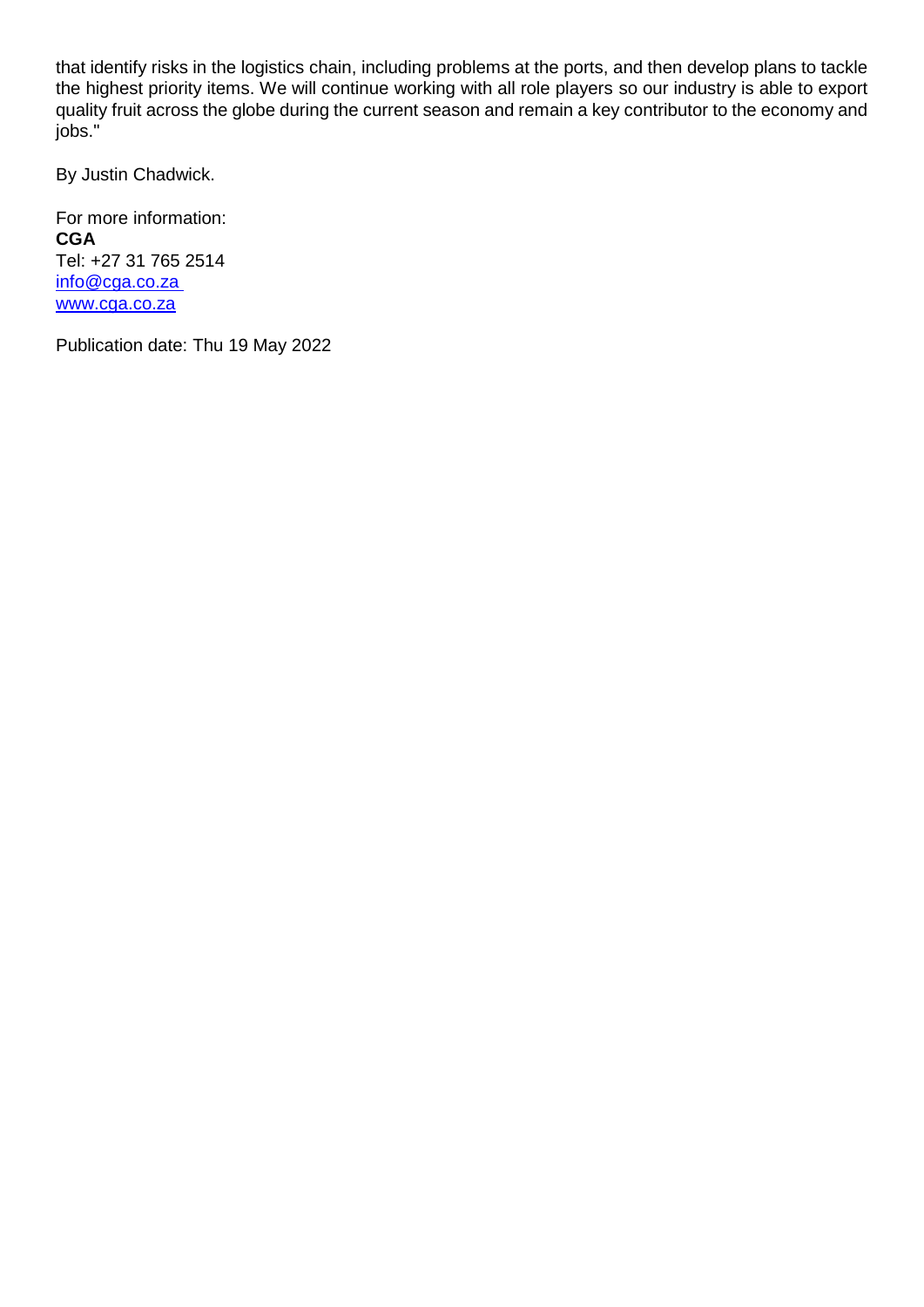that identify risks in the logistics chain, including problems at the ports, and then develop plans to tackle the highest priority items. We will continue working with all role players so our industry is able to export quality fruit across the globe during the current season and remain a key contributor to the economy and jobs."

By Justin Chadwick.

For more information:
**CGA**
Tel: +27 31 765 2514
info@cga.co.za
www.cga.co.za

Publication date: Thu 19 May 2022